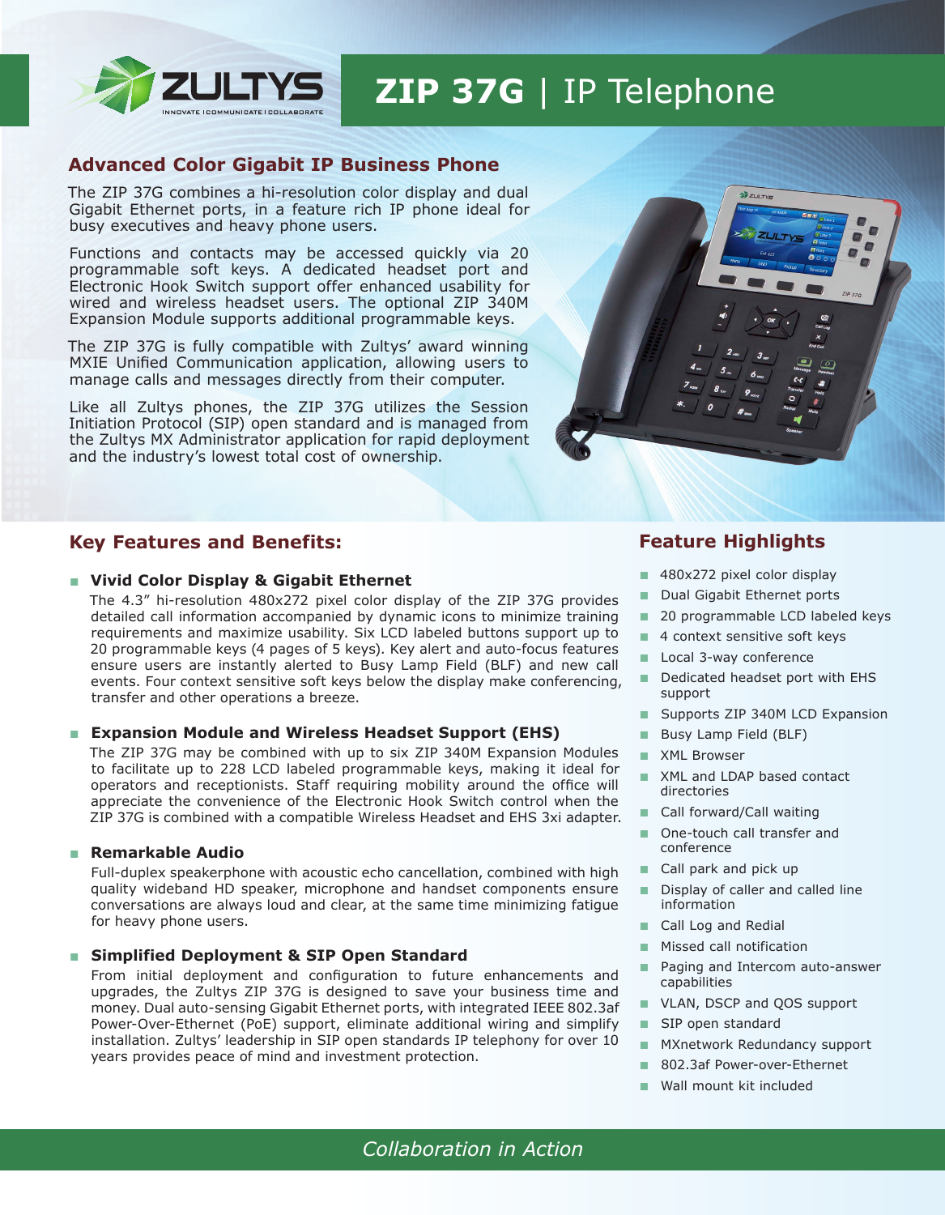# ZULTYS

INNOVATE | COMMUNICATE | COLLABORATE

# ZIP 37G | IP Telephone

## Advanced Color Gigabit IP Business Phone

The ZIP 37G combines a hi-resolution color display and dual Gigabit Ethernet ports, in a feature rich IP phone ideal for busy executives and heavy phone users.

Functions and contacts may be accessed quickly via 20 programmable soft keys. A dedicated headset port and Electronic Hook Switch support offer enhanced usability for wired and wireless headset users. The optional ZIP 340M Expansion Module supports additional programmable keys.

The ZIP 37G is fully compatible with Zultys' award winning MXIE Unified Communication application, allowing users to manage calls and messages directly from their computer.

Like all Zultys phones, the ZIP 37G utilizes the Session Initiation Protocol (SIP) open standard and is managed from the Zultys MX Administrator application for rapid deployment and the industry's lowest total cost of ownership.

## Key Features and Benefits:

- **Vivid Color Display & Gigabit Ethernet**

  The 4.3" hi-resolution 480x272 pixel color display of the ZIP 37G provides detailed call information accompanied by dynamic icons to minimize training requirements and maximize usability. Six LCD labeled buttons support up to 20 programmable keys (4 pages of 5 keys). Key alert and auto-focus features ensure users are instantly alerted to Busy Lamp Field (BLF) and new call events. Four context sensitive soft keys below the display make conferencing, transfer and other operations a breeze.

- **Expansion Module and Wireless Headset Support (EHS)**

  The ZIP 37G may be combined with up to six ZIP 340M Expansion Modules to facilitate up to 228 LCD labeled programmable keys, making it ideal for operators and receptionists. Staff requiring mobility around the office will appreciate the convenience of the Electronic Hook Switch control when the ZIP 37G is combined with a compatible Wireless Headset and EHS 3xi adapter.

- **Remarkable Audio**

  Full-duplex speakerphone with acoustic echo cancellation, combined with high quality wideband HD speaker, microphone and handset components ensure conversations are always loud and clear, at the same time minimizing fatigue for heavy phone users.

- **Simplified Deployment & SIP Open Standard**

  From initial deployment and configuration to future enhancements and upgrades, the Zultys ZIP 37G is designed to save your business time and money. Dual auto-sensing Gigabit Ethernet ports, with integrated IEEE 802.3af Power-Over-Ethernet (PoE) support, eliminate additional wiring and simplify installation. Zultys' leadership in SIP open standards IP telephony for over 10 years provides peace of mind and investment protection.

## Feature Highlights

- 480x272 pixel color display
- Dual Gigabit Ethernet ports
- 20 programmable LCD labeled keys
- 4 context sensitive soft keys
- Local 3-way conference
- Dedicated headset port with EHS support
- Supports ZIP 340M LCD Expansion
- Busy Lamp Field (BLF)
- XML Browser
- XML and LDAP based contact directories
- Call forward/Call waiting
- One-touch call transfer and conference
- Call park and pick up
- Display of caller and called line information
- Call Log and Redial
- Missed call notification
- Paging and Intercom auto-answer capabilities
- VLAN, DSCP and QOS support
- SIP open standard
- MXnetwork Redundancy support
- 802.3af Power-over-Ethernet
- Wall mount kit included

*Collaboration in Action*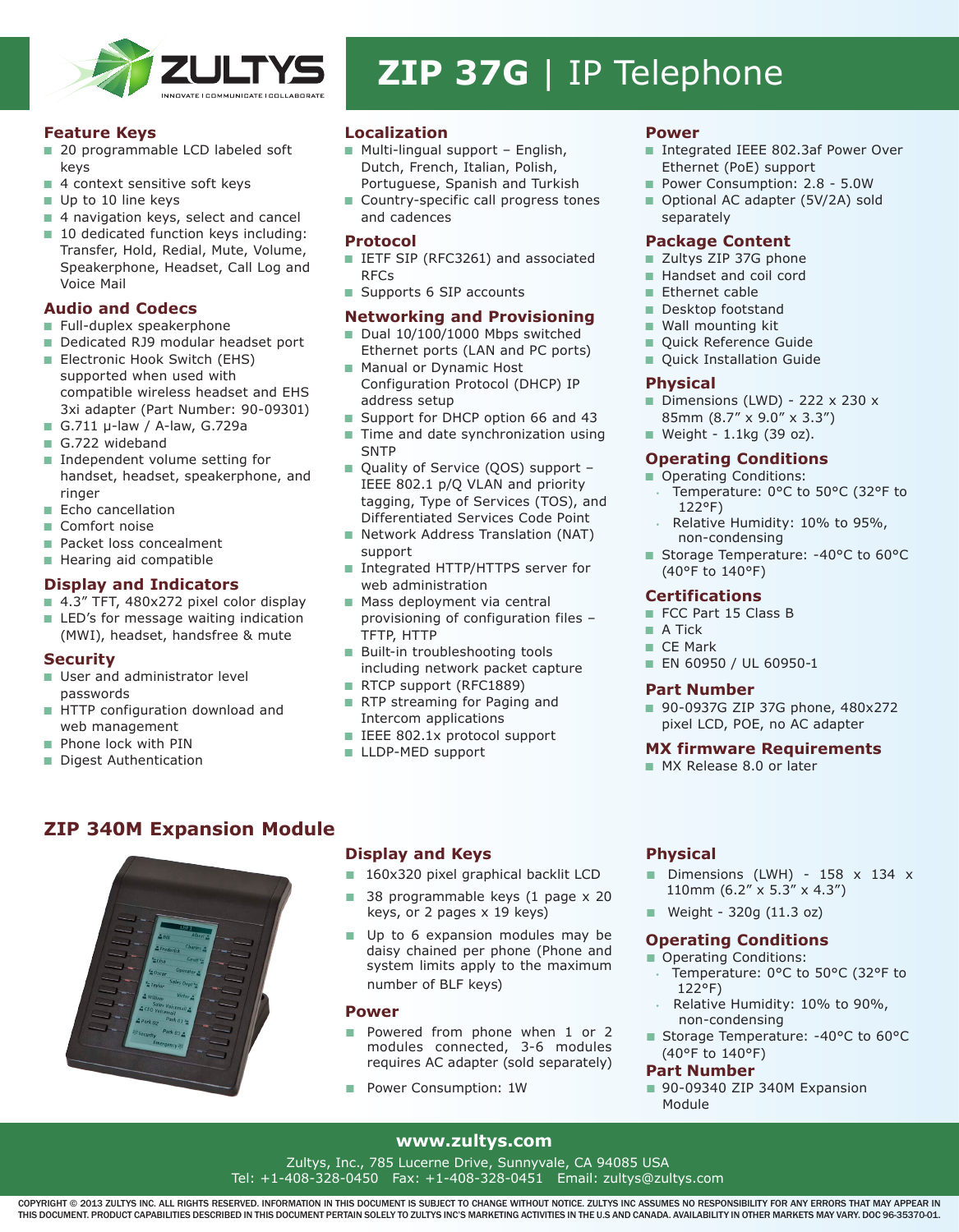# ZIP 37G | IP Telephone

### Feature Keys
- 20 programmable LCD labeled soft keys
- 4 context sensitive soft keys
- Up to 10 line keys
- 4 navigation keys, select and cancel
- 10 dedicated function keys including: Transfer, Hold, Redial, Mute, Volume, Speakerphone, Headset, Call Log and Voice Mail

### Audio and Codecs
- Full-duplex speakerphone
- Dedicated RJ9 modular headset port
- Electronic Hook Switch (EHS) supported when used with compatible wireless headset and EHS 3xi adapter (Part Number: 90-09301)
- G.711 µ-law / A-law, G.729a
- G.722 wideband
- Independent volume setting for handset, headset, speakerphone, and ringer
- Echo cancellation
- Comfort noise
- Packet loss concealment
- Hearing aid compatible

### Display and Indicators
- 4.3” TFT, 480x272 pixel color display
- LED’s for message waiting indication (MWI), headset, handsfree & mute

### Security
- User and administrator level passwords
- HTTP configuration download and web management
- Phone lock with PIN
- Digest Authentication

### Localization
- Multi-lingual support – English, Dutch, French, Italian, Polish, Portuguese, Spanish and Turkish
- Country-specific call progress tones and cadences

### Protocol
- IETF SIP (RFC3261) and associated RFCs
- Supports 6 SIP accounts

### Networking and Provisioning
- Dual 10/100/1000 Mbps switched Ethernet ports (LAN and PC ports)
- Manual or Dynamic Host Configuration Protocol (DHCP) IP address setup
- Support for DHCP option 66 and 43
- Time and date synchronization using SNTP
- Quality of Service (QOS) support – IEEE 802.1 p/Q VLAN and priority tagging, Type of Services (TOS), and Differentiated Services Code Point
- Network Address Translation (NAT) support
- Integrated HTTP/HTTPS server for web administration
- Mass deployment via central provisioning of configuration files – TFTP, HTTP
- Built-in troubleshooting tools including network packet capture
- RTCP support (RFC1889)
- RTP streaming for Paging and Intercom applications
- IEEE 802.1x protocol support
- LLDP-MED support

### Power
- Integrated IEEE 802.3af Power Over Ethernet (PoE) support
- Power Consumption: 2.8 - 5.0W
- Optional AC adapter (5V/2A) sold separately

### Package Content
- Zultys ZIP 37G phone
- Handset and coil cord
- Ethernet cable
- Desktop footstand
- Wall mounting kit
- Quick Reference Guide
- Quick Installation Guide

### Physical
- Dimensions (LWD) - 222 x 230 x 85mm (8.7” x 9.0” x 3.3”)
- Weight - 1.1kg (39 oz).

### Operating Conditions
- Operating Conditions:
  - Temperature: 0°C to 50°C (32°F to 122°F)
  - Relative Humidity: 10% to 95%, non-condensing
- Storage Temperature: -40°C to 60°C (40°F to 140°F)

### Certifications
- FCC Part 15 Class B
- A Tick
- CE Mark
- EN 60950 / UL 60950-1

### Part Number
- 90-0937G ZIP 37G phone, 480x272 pixel LCD, POE, no AC adapter

### MX firmware Requirements
- MX Release 8.0 or later

## ZIP 340M Expansion Module

### Display and Keys
- 160x320 pixel graphical backlit LCD
- 38 programmable keys (1 page x 20 keys, or 2 pages x 19 keys)
- Up to 6 expansion modules may be daisy chained per phone (Phone and system limits apply to the maximum number of BLF keys)

### Power
- Powered from phone when 1 or 2 modules connected, 3-6 modules requires AC adapter (sold separately)
- Power Consumption: 1W

### Physical
- Dimensions (LWH) - 158 x 134 x 110mm (6.2” x 5.3” x 4.3”)
- Weight - 320g (11.3 oz)

### Operating Conditions
- Operating Conditions:
  - Temperature: 0°C to 50°C (32°F to 122°F)
  - Relative Humidity: 10% to 90%, non-condensing
- Storage Temperature: -40°C to 60°C (40°F to 140°F)

### Part Number
- 90-09340 ZIP 340M Expansion Module

**www.zultys.com**

Zultys, Inc., 785 Lucerne Drive, Sunnyvale, CA 94085 USA
Tel: +1-408-328-0450 Fax: +1-408-328-0451 Email: zultys@zultys.com

COPYRIGHT © 2013 ZULTYS INC. ALL RIGHTS RESERVED. INFORMATION IN THIS DOCUMENT IS SUBJECT TO CHANGE WITHOUT NOTICE. ZULTYS INC ASSUMES NO RESPONSIBILITY FOR ANY ERRORS THAT MAY APPEAR IN THIS DOCUMENT. PRODUCT CAPABILITIES DESCRIBED IN THIS DOCUMENT PERTAIN SOLELY TO ZULTYS INC'S MARKETING ACTIVITIES IN THE U.S AND CANADA. AVAILABILITY IN OTHER MARKETS MAY VARY. DOC 96-35370-01.